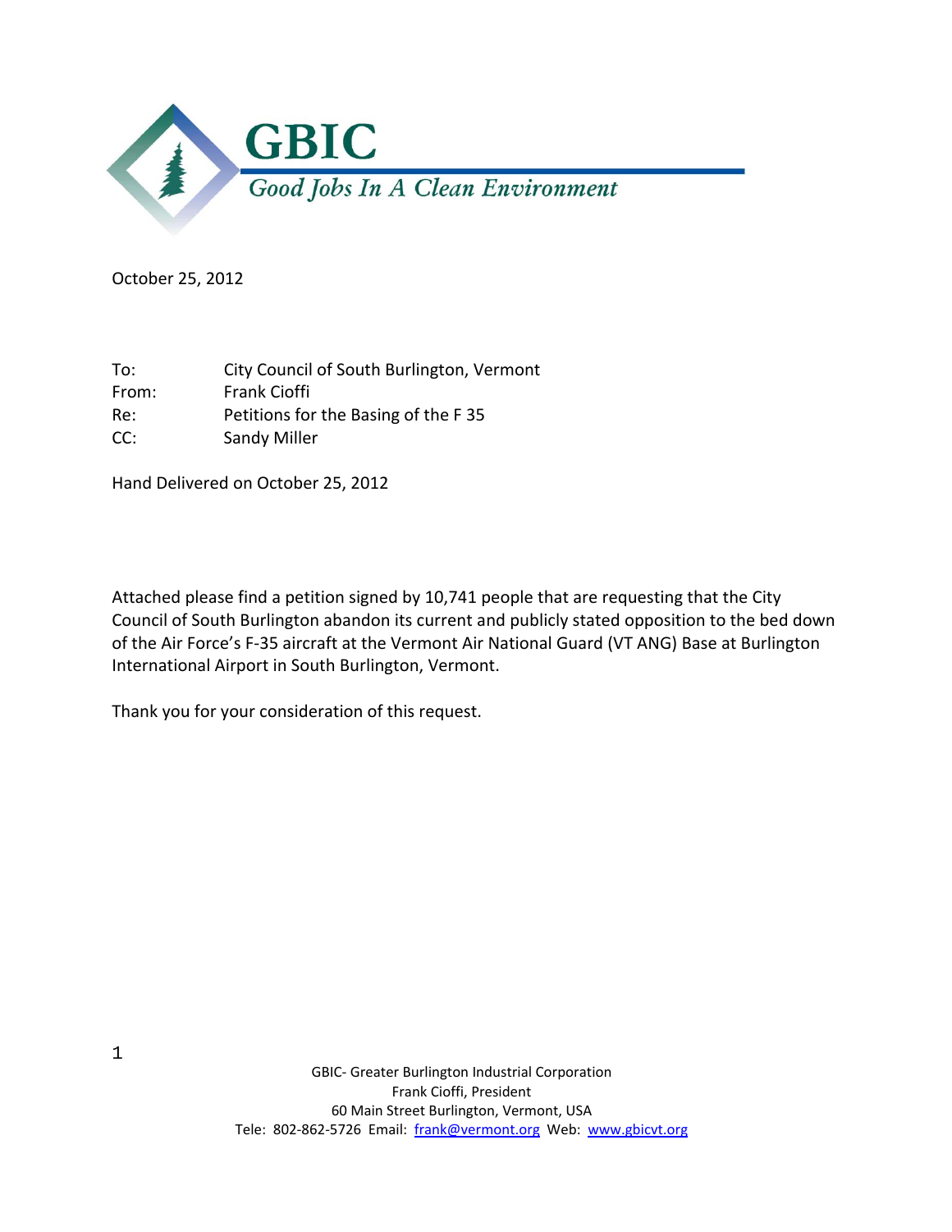# GBIC

*Good Jobs In A Clean Environment*

October 25, 2012

To: City Council of South Burlington, Vermont
From: Frank Cioffi
Re: Petitions for the Basing of the F 35
CC: Sandy Miller

Hand Delivered on October 25, 2012

Attached please find a petition signed by 10,741 people that are requesting that the City Council of South Burlington abandon its current and publicly stated opposition to the bed down of the Air Force's F-35 aircraft at the Vermont Air National Guard (VT ANG) Base at Burlington International Airport in South Burlington, Vermont.

Thank you for your consideration of this request.

GBIC- Greater Burlington Industrial Corporation
Frank Cioffi, President
60 Main Street Burlington, Vermont, USA
Tele: 802-862-5726 Email: frank@vermont.org Web: www.gbicvt.org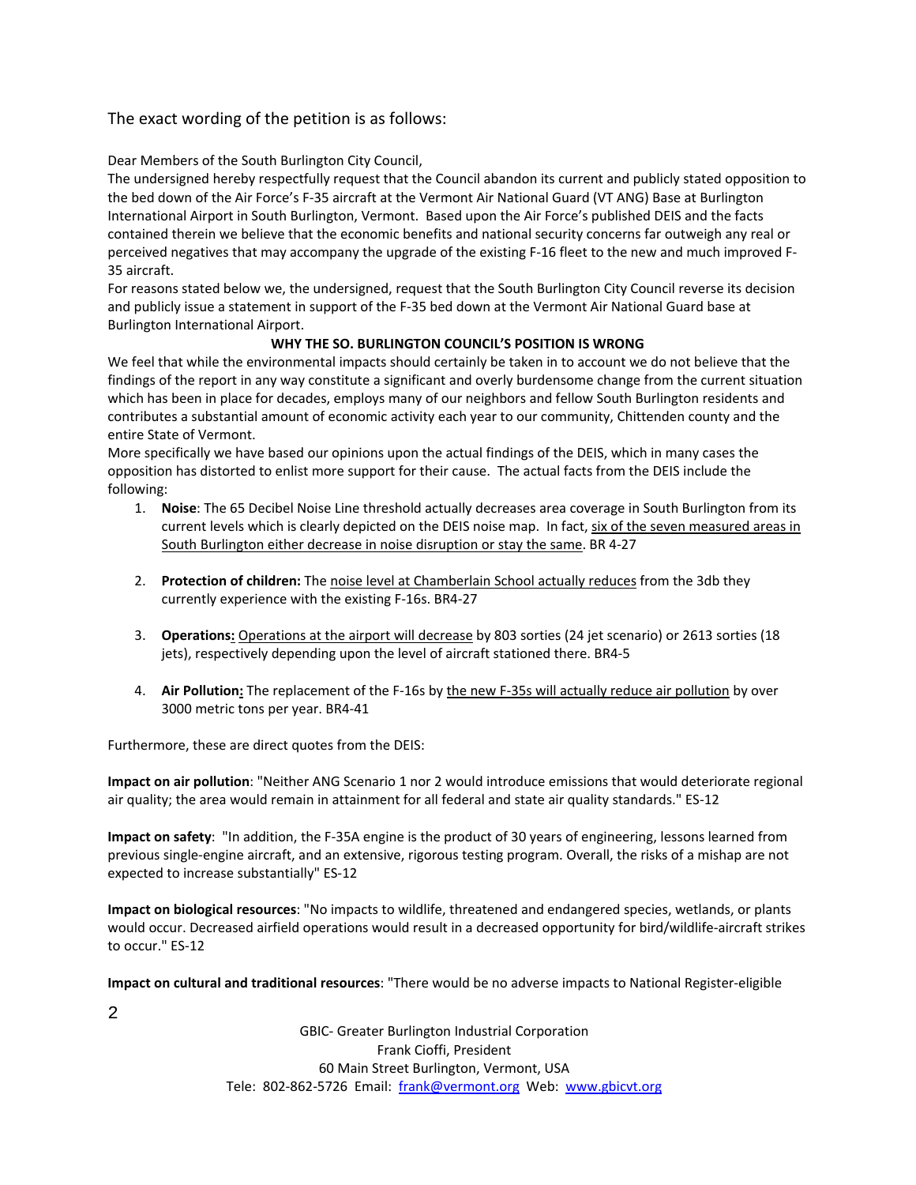The exact wording of the petition is as follows:

Dear Members of the South Burlington City Council,

The undersigned hereby respectfully request that the Council abandon its current and publicly stated opposition to the bed down of the Air Force's F-35 aircraft at the Vermont Air National Guard (VT ANG) Base at Burlington International Airport in South Burlington, Vermont. Based upon the Air Force's published DEIS and the facts contained therein we believe that the economic benefits and national security concerns far outweigh any real or perceived negatives that may accompany the upgrade of the existing F-16 fleet to the new and much improved F-35 aircraft.

For reasons stated below we, the undersigned, request that the South Burlington City Council reverse its decision and publicly issue a statement in support of the F-35 bed down at the Vermont Air National Guard base at Burlington International Airport.

**WHY THE SO. BURLINGTON COUNCIL'S POSITION IS WRONG**

We feel that while the environmental impacts should certainly be taken in to account we do not believe that the findings of the report in any way constitute a significant and overly burdensome change from the current situation which has been in place for decades, employs many of our neighbors and fellow South Burlington residents and contributes a substantial amount of economic activity each year to our community, Chittenden county and the entire State of Vermont.

More specifically we have based our opinions upon the actual findings of the DEIS, which in many cases the opposition has distorted to enlist more support for their cause. The actual facts from the DEIS include the following:

1. **Noise**: The 65 Decibel Noise Line threshold actually decreases area coverage in South Burlington from its current levels which is clearly depicted on the DEIS noise map. In fact, six of the seven measured areas in South Burlington either decrease in noise disruption or stay the same. BR 4-27

2. **Protection of children:** The noise level at Chamberlain School actually reduces from the 3db they currently experience with the existing F-16s. BR4-27

3. **Operations:** Operations at the airport will decrease by 803 sorties (24 jet scenario) or 2613 sorties (18 jets), respectively depending upon the level of aircraft stationed there. BR4-5

4. **Air Pollution:** The replacement of the F-16s by the new F-35s will actually reduce air pollution by over 3000 metric tons per year. BR4-41

Furthermore, these are direct quotes from the DEIS:

**Impact on air pollution**: "Neither ANG Scenario 1 nor 2 would introduce emissions that would deteriorate regional air quality; the area would remain in attainment for all federal and state air quality standards." ES-12

**Impact on safety**: "In addition, the F-35A engine is the product of 30 years of engineering, lessons learned from previous single-engine aircraft, and an extensive, rigorous testing program. Overall, the risks of a mishap are not expected to increase substantially" ES-12

**Impact on biological resources**: "No impacts to wildlife, threatened and endangered species, wetlands, or plants would occur. Decreased airfield operations would result in a decreased opportunity for bird/wildlife-aircraft strikes to occur." ES-12

**Impact on cultural and traditional resources**: "There would be no adverse impacts to National Register-eligible

GBIC- Greater Burlington Industrial Corporation
Frank Cioffi, President
60 Main Street Burlington, Vermont, USA
Tele: 802-862-5726 Email: frank@vermont.org Web: www.gbicvt.org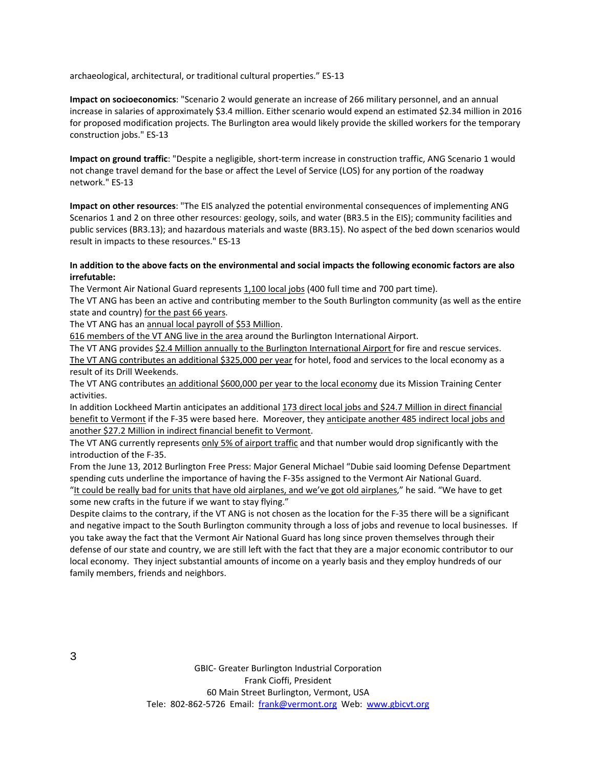archaeological, architectural, or traditional cultural properties." ES-13

**Impact on socioeconomics**: "Scenario 2 would generate an increase of 266 military personnel, and an annual increase in salaries of approximately $3.4 million. Either scenario would expend an estimated $2.34 million in 2016 for proposed modification projects. The Burlington area would likely provide the skilled workers for the temporary construction jobs." ES-13

**Impact on ground traffic**: "Despite a negligible, short-term increase in construction traffic, ANG Scenario 1 would not change travel demand for the base or affect the Level of Service (LOS) for any portion of the roadway network." ES-13

**Impact on other resources**: "The EIS analyzed the potential environmental consequences of implementing ANG Scenarios 1 and 2 on three other resources: geology, soils, and water (BR3.5 in the EIS); community facilities and public services (BR3.13); and hazardous materials and waste (BR3.15). No aspect of the bed down scenarios would result in impacts to these resources." ES-13

**In addition to the above facts on the environmental and social impacts the following economic factors are also irrefutable:**

The Vermont Air National Guard represents 1,100 local jobs (400 full time and 700 part time).

The VT ANG has been an active and contributing member to the South Burlington community (as well as the entire state and country) for the past 66 years.

The VT ANG has an annual local payroll of $53 Million.

616 members of the VT ANG live in the area around the Burlington International Airport.

The VT ANG provides $2.4 Million annually to the Burlington International Airport for fire and rescue services.

The VT ANG contributes an additional $325,000 per year for hotel, food and services to the local economy as a result of its Drill Weekends.

The VT ANG contributes an additional $600,000 per year to the local economy due its Mission Training Center activities.

In addition Lockheed Martin anticipates an additional 173 direct local jobs and $24.7 Million in direct financial benefit to Vermont if the F-35 were based here. Moreover, they anticipate another 485 indirect local jobs and another $27.2 Million in indirect financial benefit to Vermont.

The VT ANG currently represents only 5% of airport traffic and that number would drop significantly with the introduction of the F-35.

From the June 13, 2012 Burlington Free Press: Major General Michael "Dubie said looming Defense Department spending cuts underline the importance of having the F-35s assigned to the Vermont Air National Guard. "It could be really bad for units that have old airplanes, and we've got old airplanes," he said. "We have to get some new crafts in the future if we want to stay flying."

Despite claims to the contrary, if the VT ANG is not chosen as the location for the F-35 there will be a significant and negative impact to the South Burlington community through a loss of jobs and revenue to local businesses. If you take away the fact that the Vermont Air National Guard has long since proven themselves through their defense of our state and country, we are still left with the fact that they are a major economic contributor to our local economy. They inject substantial amounts of income on a yearly basis and they employ hundreds of our family members, friends and neighbors.

GBIC- Greater Burlington Industrial Corporation
Frank Cioffi, President
60 Main Street Burlington, Vermont, USA
Tele: 802-862-5726 Email: frank@vermont.org Web: www.gbicvt.org